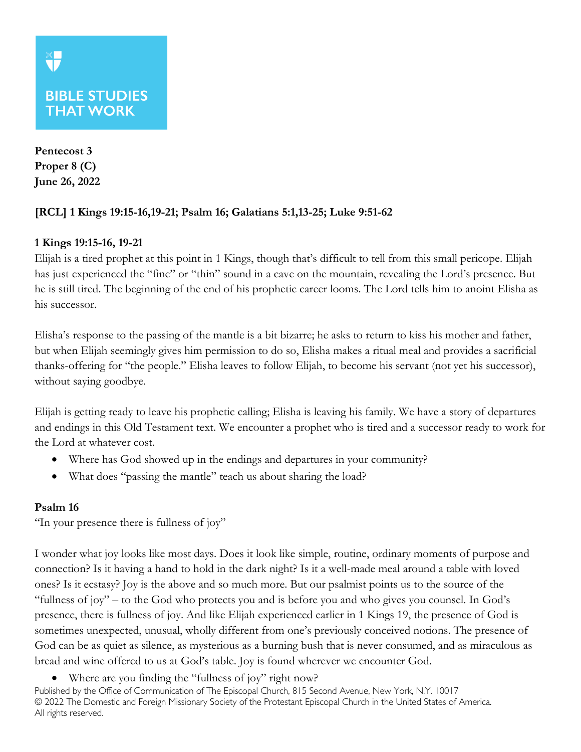BIBLE STUDIES THAT WORK

**Pentecost 3**
**Proper 8 (C)**
**June 26, 2022**

**[RCL] 1 Kings 19:15-16,19-21; Psalm 16; Galatians 5:1,13-25; Luke 9:51-62**

### 1 Kings 19:15-16, 19-21

Elijah is a tired prophet at this point in 1 Kings, though that's difficult to tell from this small pericope. Elijah has just experienced the "fine" or "thin" sound in a cave on the mountain, revealing the Lord's presence. But he is still tired. The beginning of the end of his prophetic career looms. The Lord tells him to anoint Elisha as his successor.

Elisha's response to the passing of the mantle is a bit bizarre; he asks to return to kiss his mother and father, but when Elijah seemingly gives him permission to do so, Elisha makes a ritual meal and provides a sacrificial thanks-offering for "the people." Elisha leaves to follow Elijah, to become his servant (not yet his successor), without saying goodbye.

Elijah is getting ready to leave his prophetic calling; Elisha is leaving his family. We have a story of departures and endings in this Old Testament text. We encounter a prophet who is tired and a successor ready to work for the Lord at whatever cost.

- Where has God showed up in the endings and departures in your community?
- What does "passing the mantle" teach us about sharing the load?

### Psalm 16

"In your presence there is fullness of joy"

I wonder what joy looks like most days. Does it look like simple, routine, ordinary moments of purpose and connection? Is it having a hand to hold in the dark night? Is it a well-made meal around a table with loved ones? Is it ecstasy? Joy is the above and so much more. But our psalmist points us to the source of the "fullness of joy" – to the God who protects you and is before you and who gives you counsel. In God's presence, there is fullness of joy. And like Elijah experienced earlier in 1 Kings 19, the presence of God is sometimes unexpected, unusual, wholly different from one's previously conceived notions. The presence of God can be as quiet as silence, as mysterious as a burning bush that is never consumed, and as miraculous as bread and wine offered to us at God's table. Joy is found wherever we encounter God.

- Where are you finding the "fullness of joy" right now?

Published by the Office of Communication of The Episcopal Church, 815 Second Avenue, New York, N.Y. 10017
© 2022 The Domestic and Foreign Missionary Society of the Protestant Episcopal Church in the United States of America. All rights reserved.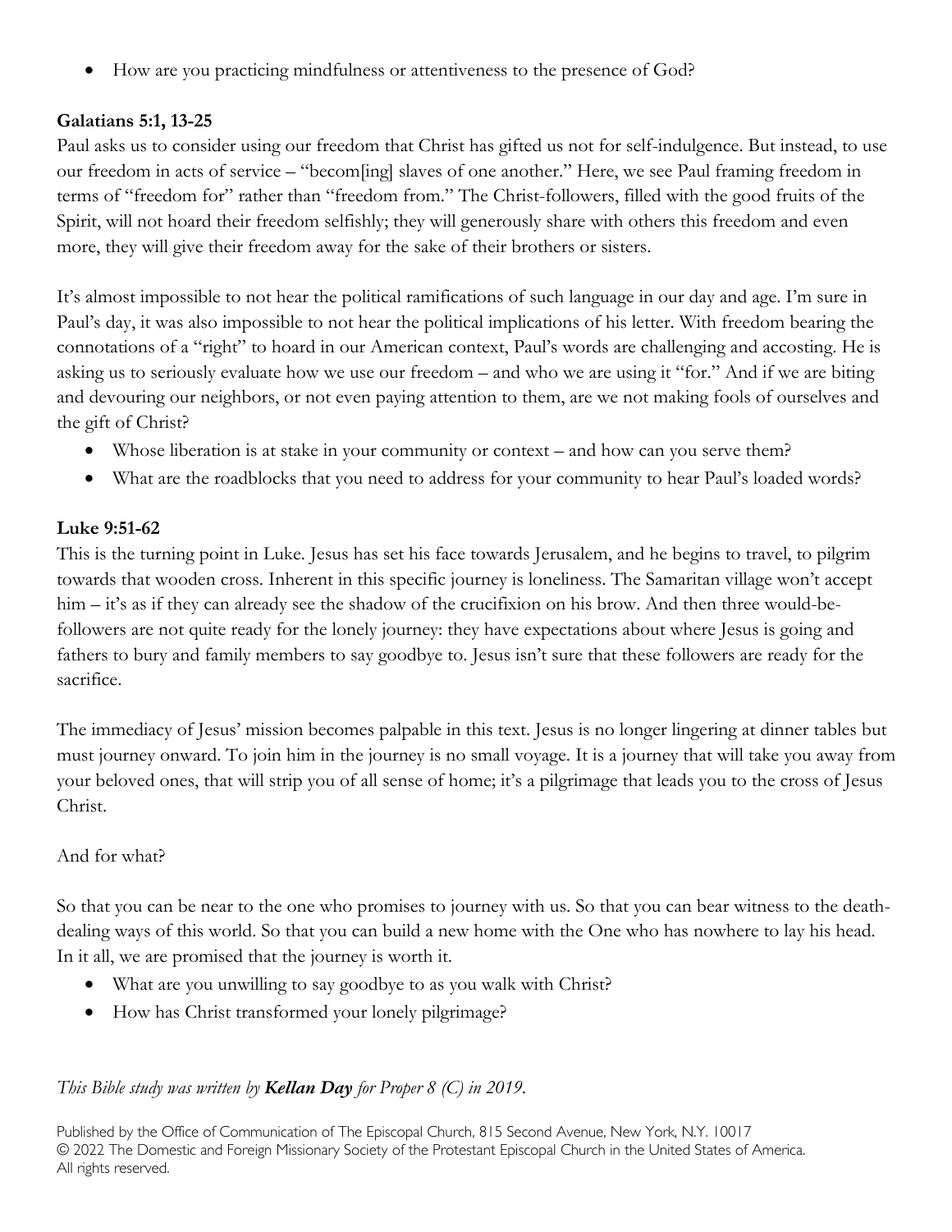- How are you practicing mindfulness or attentiveness to the presence of God?

**Galatians 5:1, 13-25**

Paul asks us to consider using our freedom that Christ has gifted us not for self-indulgence. But instead, to use our freedom in acts of service – "becom[ing] slaves of one another." Here, we see Paul framing freedom in terms of "freedom for" rather than "freedom from." The Christ-followers, filled with the good fruits of the Spirit, will not hoard their freedom selfishly; they will generously share with others this freedom and even more, they will give their freedom away for the sake of their brothers or sisters.

It's almost impossible to not hear the political ramifications of such language in our day and age. I'm sure in Paul's day, it was also impossible to not hear the political implications of his letter. With freedom bearing the connotations of a "right" to hoard in our American context, Paul's words are challenging and accosting. He is asking us to seriously evaluate how we use our freedom – and who we are using it "for." And if we are biting and devouring our neighbors, or not even paying attention to them, are we not making fools of ourselves and the gift of Christ?

- Whose liberation is at stake in your community or context – and how can you serve them?
- What are the roadblocks that you need to address for your community to hear Paul's loaded words?

**Luke 9:51-62**

This is the turning point in Luke. Jesus has set his face towards Jerusalem, and he begins to travel, to pilgrim towards that wooden cross. Inherent in this specific journey is loneliness. The Samaritan village won't accept him – it's as if they can already see the shadow of the crucifixion on his brow. And then three would-be-followers are not quite ready for the lonely journey: they have expectations about where Jesus is going and fathers to bury and family members to say goodbye to. Jesus isn't sure that these followers are ready for the sacrifice.

The immediacy of Jesus' mission becomes palpable in this text. Jesus is no longer lingering at dinner tables but must journey onward. To join him in the journey is no small voyage. It is a journey that will take you away from your beloved ones, that will strip you of all sense of home; it's a pilgrimage that leads you to the cross of Jesus Christ.

And for what?

So that you can be near to the one who promises to journey with us. So that you can bear witness to the death-dealing ways of this world. So that you can build a new home with the One who has nowhere to lay his head. In it all, we are promised that the journey is worth it.

- What are you unwilling to say goodbye to as you walk with Christ?
- How has Christ transformed your lonely pilgrimage?

*This Bible study was written by **Kellan Day** for Proper 8 (C) in 2019.*

Published by the Office of Communication of The Episcopal Church, 815 Second Avenue, New York, N.Y. 10017
© 2022 The Domestic and Foreign Missionary Society of the Protestant Episcopal Church in the United States of America. All rights reserved.